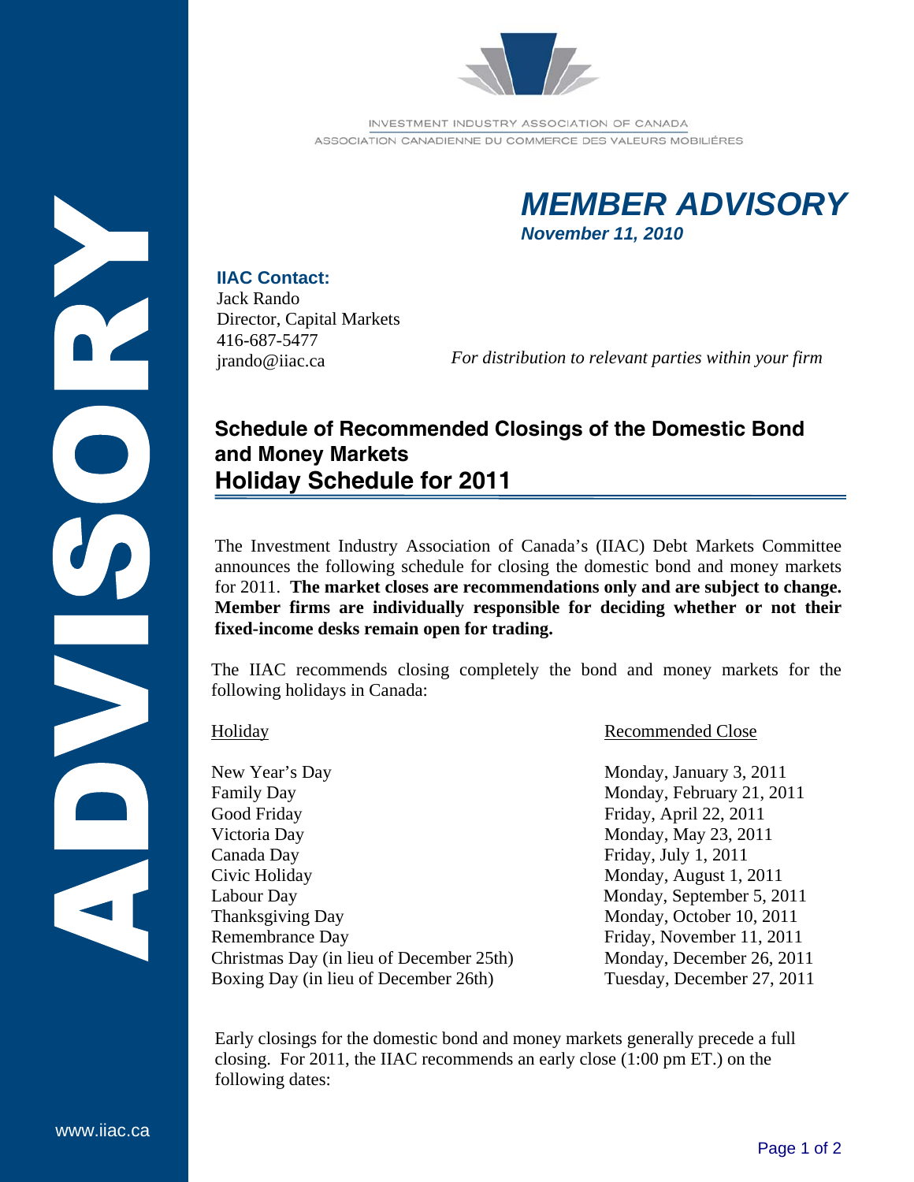INVESTMENT INDUSTRY ASSOCIATION OF CANADA
ASSOCIATION CANADIENNE DU COMMERCE DES VALEURS MOBILIÈRES

# *MEMBER ADVISORY*

***November 11, 2010***

**IIAC Contact:**
Jack Rando
Director, Capital Markets
416-687-5477
jrando@iiac.ca

*For distribution to relevant parties within your firm*

## Schedule of Recommended Closings of the Domestic Bond and Money Markets
## Holiday Schedule for 2011

The Investment Industry Association of Canada's (IIAC) Debt Markets Committee announces the following schedule for closing the domestic bond and money markets for 2011. **The market closes are recommendations only and are subject to change. Member firms are individually responsible for deciding whether or not their fixed-income desks remain open for trading.**

The IIAC recommends closing completely the bond and money markets for the following holidays in Canada:

| Holiday | Recommended Close |
|---|---|
| New Year's Day | Monday, January 3, 2011 |
| Family Day | Monday, February 21, 2011 |
| Good Friday | Friday, April 22, 2011 |
| Victoria Day | Monday, May 23, 2011 |
| Canada Day | Friday, July 1, 2011 |
| Civic Holiday | Monday, August 1, 2011 |
| Labour Day | Monday, September 5, 2011 |
| Thanksgiving Day | Monday, October 10, 2011 |
| Remembrance Day | Friday, November 11, 2011 |
| Christmas Day (in lieu of December 25th) | Monday, December 26, 2011 |
| Boxing Day (in lieu of December 26th) | Tuesday, December 27, 2011 |

Early closings for the domestic bond and money markets generally precede a full closing. For 2011, the IIAC recommends an early close (1:00 pm ET.) on the following dates: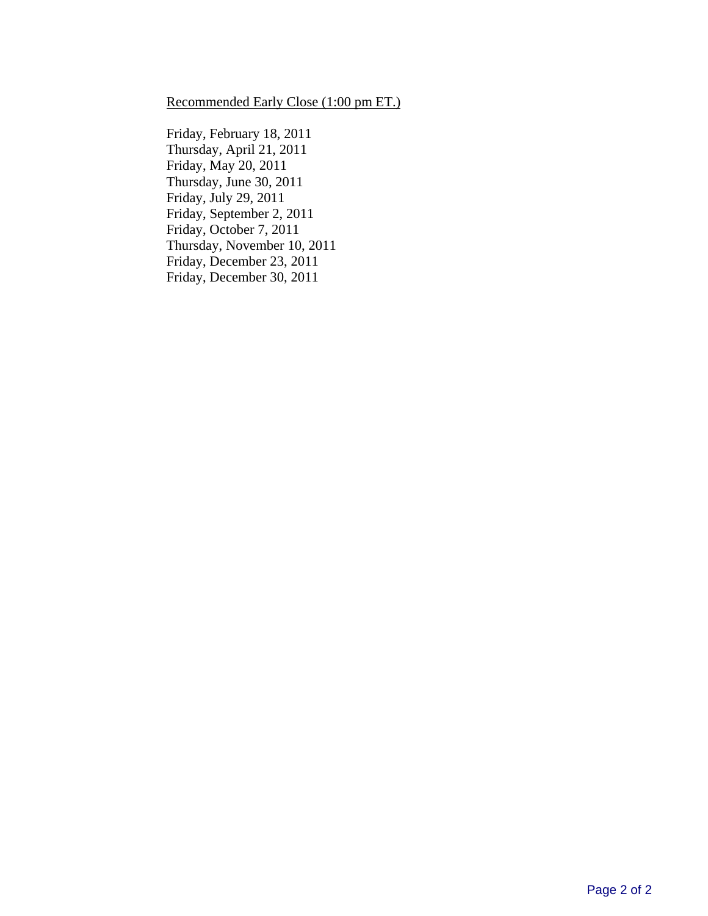<u>Recommended Early Close (1:00 pm ET.)</u>

Friday, February 18, 2011
Thursday, April 21, 2011
Friday, May 20, 2011
Thursday, June 30, 2011
Friday, July 29, 2011
Friday, September 2, 2011
Friday, October 7, 2011
Thursday, November 10, 2011
Friday, December 23, 2011
Friday, December 30, 2011